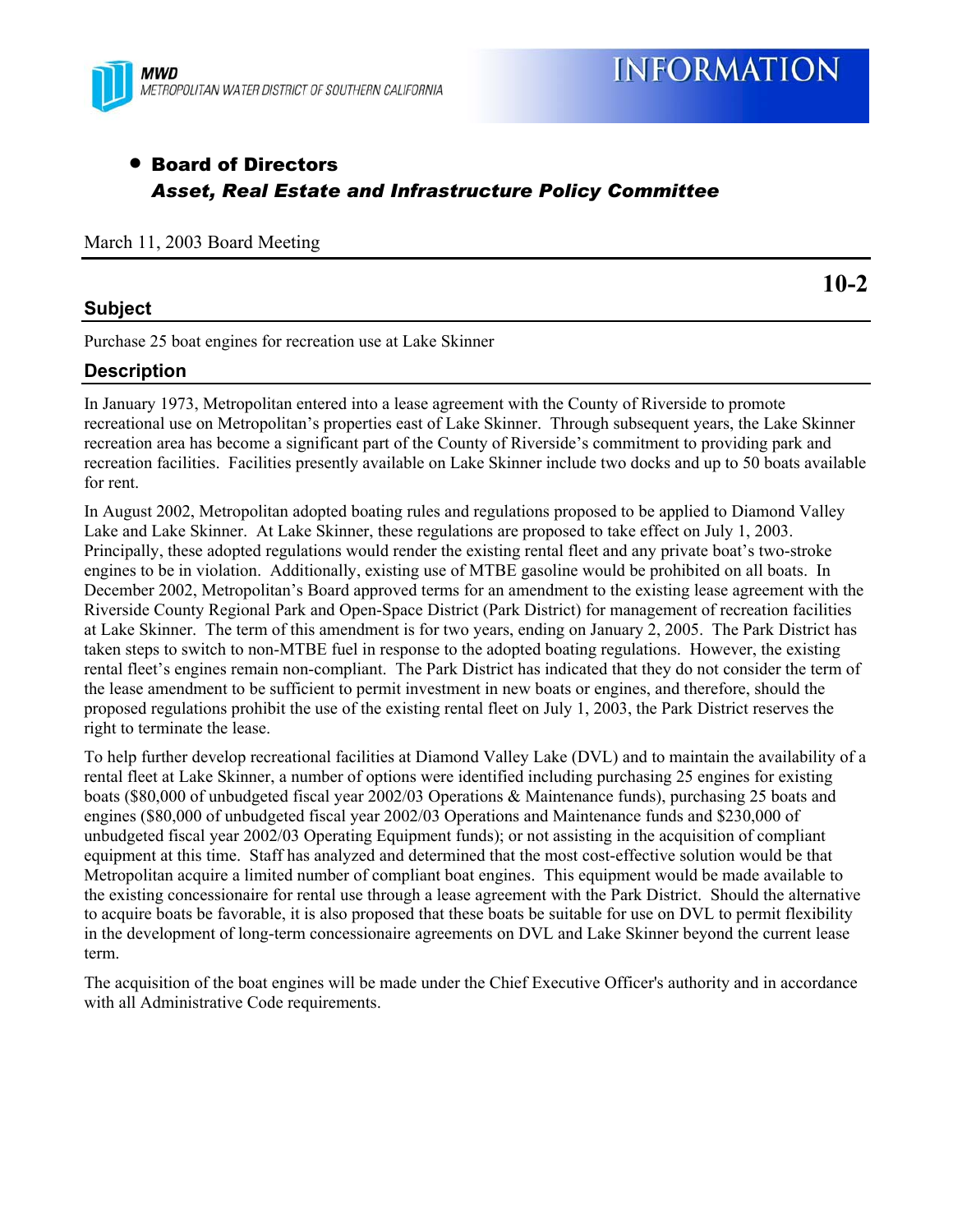MWD
METROPOLITAN WATER DISTRICT OF SOUTHERN CALIFORNIA

# INFORMATION

- **Board of Directors**
  ***Asset, Real Estate and Infrastructure Policy Committee***

March 11, 2003 Board Meeting

**10-2**

## Subject

Purchase 25 boat engines for recreation use at Lake Skinner

## Description

In January 1973, Metropolitan entered into a lease agreement with the County of Riverside to promote recreational use on Metropolitan's properties east of Lake Skinner. Through subsequent years, the Lake Skinner recreation area has become a significant part of the County of Riverside's commitment to providing park and recreation facilities. Facilities presently available on Lake Skinner include two docks and up to 50 boats available for rent.

In August 2002, Metropolitan adopted boating rules and regulations proposed to be applied to Diamond Valley Lake and Lake Skinner. At Lake Skinner, these regulations are proposed to take effect on July 1, 2003. Principally, these adopted regulations would render the existing rental fleet and any private boat's two-stroke engines to be in violation. Additionally, existing use of MTBE gasoline would be prohibited on all boats. In December 2002, Metropolitan's Board approved terms for an amendment to the existing lease agreement with the Riverside County Regional Park and Open-Space District (Park District) for management of recreation facilities at Lake Skinner. The term of this amendment is for two years, ending on January 2, 2005. The Park District has taken steps to switch to non-MTBE fuel in response to the adopted boating regulations. However, the existing rental fleet's engines remain non-compliant. The Park District has indicated that they do not consider the term of the lease amendment to be sufficient to permit investment in new boats or engines, and therefore, should the proposed regulations prohibit the use of the existing rental fleet on July 1, 2003, the Park District reserves the right to terminate the lease.

To help further develop recreational facilities at Diamond Valley Lake (DVL) and to maintain the availability of a rental fleet at Lake Skinner, a number of options were identified including purchasing 25 engines for existing boats ($80,000 of unbudgeted fiscal year 2002/03 Operations & Maintenance funds), purchasing 25 boats and engines ($80,000 of unbudgeted fiscal year 2002/03 Operations and Maintenance funds and $230,000 of unbudgeted fiscal year 2002/03 Operating Equipment funds); or not assisting in the acquisition of compliant equipment at this time. Staff has analyzed and determined that the most cost-effective solution would be that Metropolitan acquire a limited number of compliant boat engines. This equipment would be made available to the existing concessionaire for rental use through a lease agreement with the Park District. Should the alternative to acquire boats be favorable, it is also proposed that these boats be suitable for use on DVL to permit flexibility in the development of long-term concessionaire agreements on DVL and Lake Skinner beyond the current lease term.

The acquisition of the boat engines will be made under the Chief Executive Officer's authority and in accordance with all Administrative Code requirements.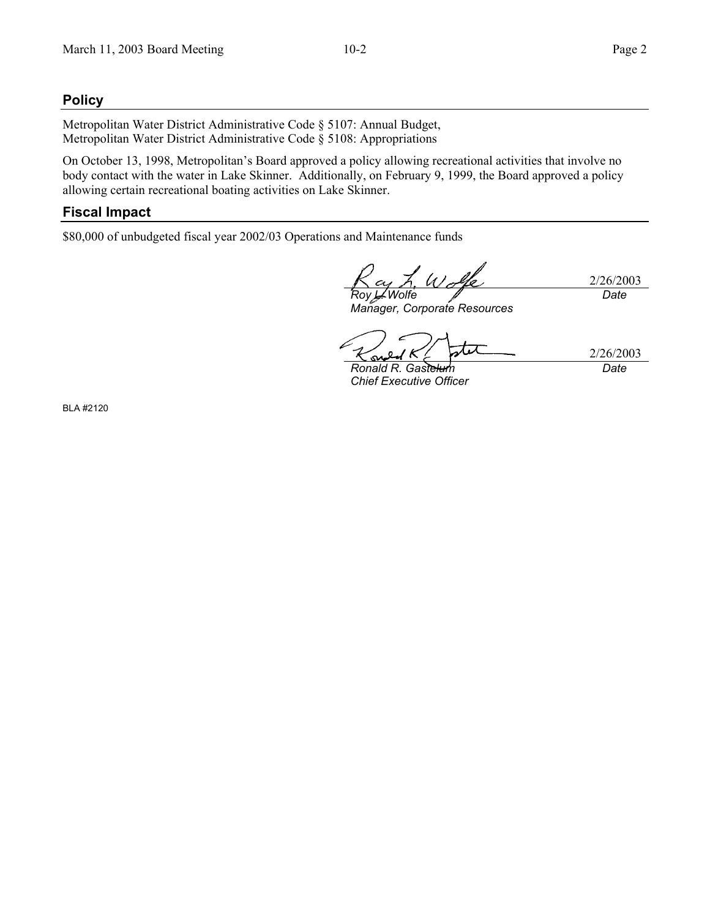## Policy

Metropolitan Water District Administrative Code § 5107: Annual Budget,
Metropolitan Water District Administrative Code § 5108: Appropriations

On October 13, 1998, Metropolitan's Board approved a policy allowing recreational activities that involve no body contact with the water in Lake Skinner. Additionally, on February 9, 1999, the Board approved a policy allowing certain recreational boating activities on Lake Skinner.

## Fiscal Impact

$80,000 of unbudgeted fiscal year 2002/03 Operations and Maintenance funds

| | |
|---|---|
| *Roy L. Wolfe* | 2/26/2003 |
| *Manager, Corporate Resources* | *Date* |
| *Ronald R. Gastelum* | 2/26/2003 |
| *Chief Executive Officer* | *Date* |

BLA #2120